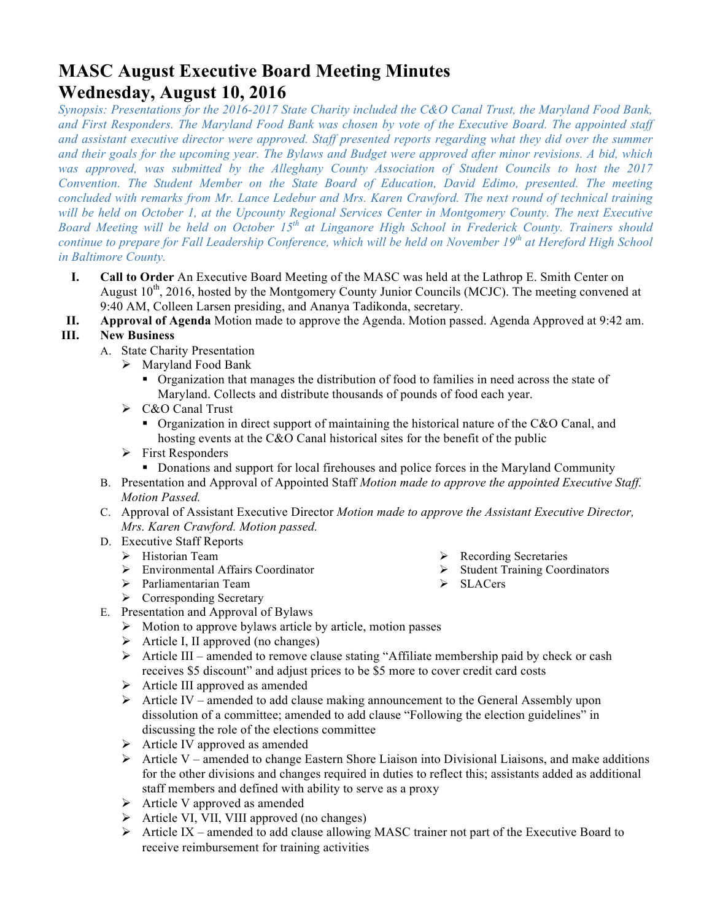# MASC August Executive Board Meeting Minutes
# Wednesday, August 10, 2016

*Synopsis: Presentations for the 2016-2017 State Charity included the C&O Canal Trust, the Maryland Food Bank, and First Responders. The Maryland Food Bank was chosen by vote of the Executive Board. The appointed staff and assistant executive director were approved. Staff presented reports regarding what they did over the summer and their goals for the upcoming year. The Bylaws and Budget were approved after minor revisions. A bid, which was approved, was submitted by the Alleghany County Association of Student Councils to host the 2017 Convention. The Student Member on the State Board of Education, David Edimo, presented. The meeting concluded with remarks from Mr. Lance Ledebur and Mrs. Karen Crawford. The next round of technical training will be held on October 1, at the Upcounty Regional Services Center in Montgomery County. The next Executive Board Meeting will be held on October 15th at Linganore High School in Frederick County. Trainers should continue to prepare for Fall Leadership Conference, which will be held on November 19th at Hereford High School in Baltimore County.*

I. **Call to Order** An Executive Board Meeting of the MASC was held at the Lathrop E. Smith Center on August 10th, 2016, hosted by the Montgomery County Junior Councils (MCJC). The meeting convened at 9:40 AM, Colleen Larsen presiding, and Ananya Tadikonda, secretary.

II. **Approval of Agenda** Motion made to approve the Agenda. Motion passed. Agenda Approved at 9:42 am.

III. **New Business**

A. State Charity Presentation
- Maryland Food Bank
  - Organization that manages the distribution of food to families in need across the state of Maryland. Collects and distribute thousands of pounds of food each year.
- C&O Canal Trust
  - Organization in direct support of maintaining the historical nature of the C&O Canal, and hosting events at the C&O Canal historical sites for the benefit of the public
- First Responders
  - Donations and support for local firehouses and police forces in the Maryland Community

B. Presentation and Approval of Appointed Staff *Motion made to approve the appointed Executive Staff. Motion Passed.*

C. Approval of Assistant Executive Director *Motion made to approve the Assistant Executive Director, Mrs. Karen Crawford. Motion passed.*

D. Executive Staff Reports
- Historian Team
- Environmental Affairs Coordinator
- Parliamentarian Team
- Corresponding Secretary
- Recording Secretaries
- Student Training Coordinators
- SLACers

E. Presentation and Approval of Bylaws
- Motion to approve bylaws article by article, motion passes
- Article I, II approved (no changes)
- Article III – amended to remove clause stating "Affiliate membership paid by check or cash receives $5 discount" and adjust prices to be $5 more to cover credit card costs
- Article III approved as amended
- Article IV – amended to add clause making announcement to the General Assembly upon dissolution of a committee; amended to add clause "Following the election guidelines" in discussing the role of the elections committee
- Article IV approved as amended
- Article V – amended to change Eastern Shore Liaison into Divisional Liaisons, and make additions for the other divisions and changes required in duties to reflect this; assistants added as additional staff members and defined with ability to serve as a proxy
- Article V approved as amended
- Article VI, VII, VIII approved (no changes)
- Article IX – amended to add clause allowing MASC trainer not part of the Executive Board to receive reimbursement for training activities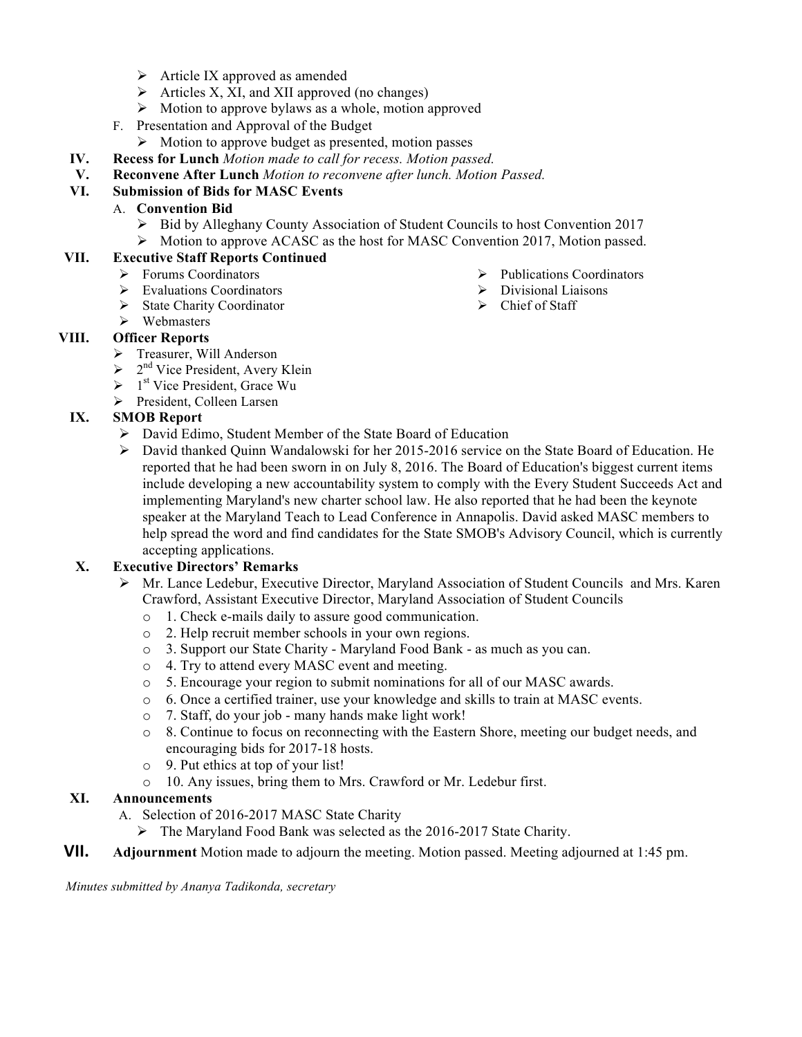- Article IX approved as amended
- Articles X, XI, and XII approved (no changes)
- Motion to approve bylaws as a whole, motion approved

F. Presentation and Approval of the Budget
- Motion to approve budget as presented, motion passes

**IV. Recess for Lunch** *Motion made to call for recess. Motion passed.*

**V. Reconvene After Lunch** *Motion to reconvene after lunch. Motion Passed.*

**VI. Submission of Bids for MASC Events**

A. **Convention Bid**
- Bid by Alleghany County Association of Student Councils to host Convention 2017
- Motion to approve ACASC as the host for MASC Convention 2017, Motion passed.

**VII. Executive Staff Reports Continued**
- Forums Coordinators
- Evaluations Coordinators
- State Charity Coordinator
- Webmasters
- Publications Coordinators
- Divisional Liaisons
- Chief of Staff

**VIII. Officer Reports**
- Treasurer, Will Anderson
- 2nd Vice President, Avery Klein
- 1st Vice President, Grace Wu
- President, Colleen Larsen

**IX. SMOB Report**
- David Edimo, Student Member of the State Board of Education
- David thanked Quinn Wandalowski for her 2015-2016 service on the State Board of Education. He reported that he had been sworn in on July 8, 2016. The Board of Education's biggest current items include developing a new accountability system to comply with the Every Student Succeeds Act and implementing Maryland's new charter school law. He also reported that he had been the keynote speaker at the Maryland Teach to Lead Conference in Annapolis. David asked MASC members to help spread the word and find candidates for the State SMOB's Advisory Council, which is currently accepting applications.

**X. Executive Directors' Remarks**
- Mr. Lance Ledebur, Executive Director, Maryland Association of Student Councils and Mrs. Karen Crawford, Assistant Executive Director, Maryland Association of Student Councils
  - 1. Check e-mails daily to assure good communication.
  - 2. Help recruit member schools in your own regions.
  - 3. Support our State Charity - Maryland Food Bank - as much as you can.
  - 4. Try to attend every MASC event and meeting.
  - 5. Encourage your region to submit nominations for all of our MASC awards.
  - 6. Once a certified trainer, use your knowledge and skills to train at MASC events.
  - 7. Staff, do your job - many hands make light work!
  - 8. Continue to focus on reconnecting with the Eastern Shore, meeting our budget needs, and encouraging bids for 2017-18 hosts.
  - 9. Put ethics at top of your list!
  - 10. Any issues, bring them to Mrs. Crawford or Mr. Ledebur first.

**XI. Announcements**

A. Selection of 2016-2017 MASC State Charity
- The Maryland Food Bank was selected as the 2016-2017 State Charity.

**VII. Adjournment** Motion made to adjourn the meeting. Motion passed. Meeting adjourned at 1:45 pm.

*Minutes submitted by Ananya Tadikonda, secretary*